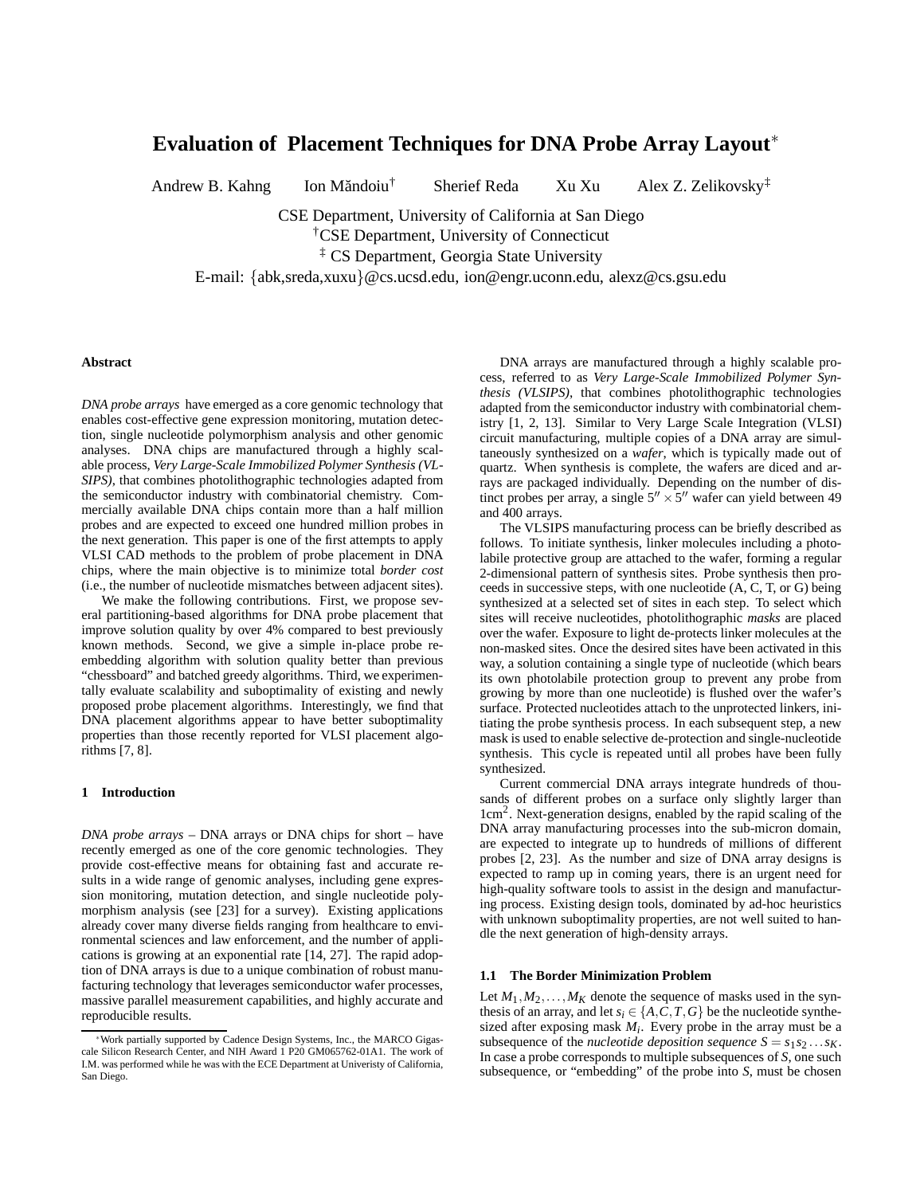# Evaluation of Placement Techniques for DNA Probe Array Layout*

Andrew B. Kahng  Ion Măndoiu[†]  Sherief Reda  Xu Xu  Alex Z. Zelikovsky[‡]

CSE Department, University of California at San Diego
[†]CSE Department, University of Connecticut
[‡] CS Department, Georgia State University
E-mail: {abk,sreda,xuxu}@cs.ucsd.edu, ion@engr.uconn.edu, alexz@cs.gsu.edu

### Abstract

*DNA probe arrays* have emerged as a core genomic technology that enables cost-effective gene expression monitoring, mutation detection, single nucleotide polymorphism analysis and other genomic analyses. DNA chips are manufactured through a highly scalable process, *Very Large-Scale Immobilized Polymer Synthesis (VLSIPS)*, that combines photolithographic technologies adapted from the semiconductor industry with combinatorial chemistry. Commercially available DNA chips contain more than a half million probes and are expected to exceed one hundred million probes in the next generation. This paper is one of the first attempts to apply VLSI CAD methods to the problem of probe placement in DNA chips, where the main objective is to minimize total *border cost* (i.e., the number of nucleotide mismatches between adjacent sites).

We make the following contributions. First, we propose several partitioning-based algorithms for DNA probe placement that improve solution quality by over 4% compared to best previously known methods. Second, we give a simple in-place probe reembedding algorithm with solution quality better than previous "chessboard" and batched greedy algorithms. Third, we experimentally evaluate scalability and suboptimality of existing and newly proposed probe placement algorithms. Interestingly, we find that DNA placement algorithms appear to have better suboptimality properties than those recently reported for VLSI placement algorithms [7, 8].

## 1 Introduction

*DNA probe arrays* – DNA arrays or DNA chips for short – have recently emerged as one of the core genomic technologies. They provide cost-effective means for obtaining fast and accurate results in a wide range of genomic analyses, including gene expression monitoring, mutation detection, and single nucleotide polymorphism analysis (see [23] for a survey). Existing applications already cover many diverse fields ranging from healthcare to environmental sciences and law enforcement, and the number of applications is growing at an exponential rate [14, 27]. The rapid adoption of DNA arrays is due to a unique combination of robust manufacturing technology that leverages semiconductor wafer processes, massive parallel measurement capabilities, and highly accurate and reproducible results.

DNA arrays are manufactured through a highly scalable process, referred to as *Very Large-Scale Immobilized Polymer Synthesis (VLSIPS)*, that combines photolithographic technologies adapted from the semiconductor industry with combinatorial chemistry [1, 2, 13]. Similar to Very Large Scale Integration (VLSI) circuit manufacturing, multiple copies of a DNA array are simultaneously synthesized on a *wafer*, which is typically made out of quartz. When synthesis is complete, the wafers are diced and arrays are packaged individually. Depending on the number of distinct probes per array, a single $5'' \times 5''$ wafer can yield between 49 and 400 arrays.

The VLSIPS manufacturing process can be briefly described as follows. To initiate synthesis, linker molecules including a photolabile protective group are attached to the wafer, forming a regular 2-dimensional pattern of synthesis sites. Probe synthesis then proceeds in successive steps, with one nucleotide (A, C, T, or G) being synthesized at a selected set of sites in each step. To select which sites will receive nucleotides, photolithographic *masks* are placed over the wafer. Exposure to light de-protects linker molecules at the non-masked sites. Once the desired sites have been activated in this way, a solution containing a single type of nucleotide (which bears its own photolabile protection group to prevent any probe from growing by more than one nucleotide) is flushed over the wafer's surface. Protected nucleotides attach to the unprotected linkers, initiating the probe synthesis process. In each subsequent step, a new mask is used to enable selective de-protection and single-nucleotide synthesis. This cycle is repeated until all probes have been fully synthesized.

Current commercial DNA arrays integrate hundreds of thousands of different probes on a surface only slightly larger than 1cm$^2$. Next-generation designs, enabled by the rapid scaling of the DNA array manufacturing processes into the sub-micron domain, are expected to integrate up to hundreds of millions of different probes [2, 23]. As the number and size of DNA array designs is expected to ramp up in coming years, there is an urgent need for high-quality software tools to assist in the design and manufacturing process. Existing design tools, dominated by ad-hoc heuristics with unknown suboptimality properties, are not well suited to handle the next generation of high-density arrays.

### 1.1 The Border Minimization Problem

Let $M_1, M_2, \ldots, M_K$ denote the sequence of masks used in the synthesis of an array, and let $s_i \in \{A, C, T, G\}$ be the nucleotide synthesized after exposing mask $M_i$. Every probe in the array must be a subsequence of the *nucleotide deposition sequence* $S = s_1 s_2 \ldots s_K$. In case a probe corresponds to multiple subsequences of $S$, one such subsequence, or "embedding" of the probe into $S$, must be chosen

*Work partially supported by Cadence Design Systems, Inc., the MARCO Gigascale Silicon Research Center, and NIH Award 1 P20 GM065762-01A1. The work of I.M. was performed while he was with the ECE Department at Univeristy of California, San Diego.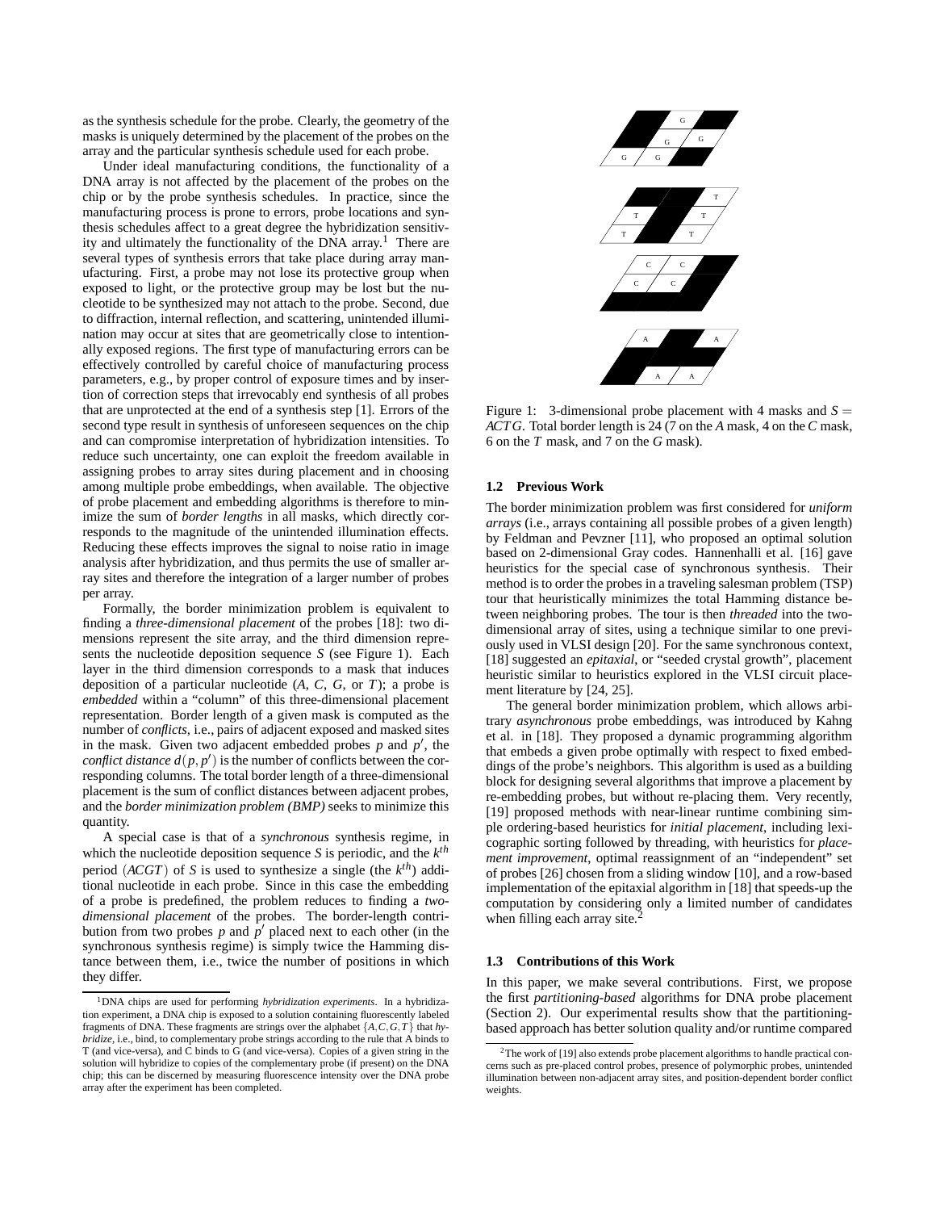as the synthesis schedule for the probe. Clearly, the geometry of the masks is uniquely determined by the placement of the probes on the array and the particular synthesis schedule used for each probe.

Under ideal manufacturing conditions, the functionality of a DNA array is not affected by the placement of the probes on the chip or by the probe synthesis schedules. In practice, since the manufacturing process is prone to errors, probe locations and synthesis schedules affect to a great degree the hybridization sensitivity and ultimately the functionality of the DNA array.[1] There are several types of synthesis errors that take place during array manufacturing. First, a probe may not lose its protective group when exposed to light, or the protective group may be lost but the nucleotide to be synthesized may not attach to the probe. Second, due to diffraction, internal reflection, and scattering, unintended illumination may occur at sites that are geometrically close to intentionally exposed regions. The first type of manufacturing errors can be effectively controlled by careful choice of manufacturing process parameters, e.g., by proper control of exposure times and by insertion of correction steps that irrevocably end synthesis of all probes that are unprotected at the end of a synthesis step [1]. Errors of the second type result in synthesis of unforeseen sequences on the chip and can compromise interpretation of hybridization intensities. To reduce such uncertainty, one can exploit the freedom available in assigning probes to array sites during placement and in choosing among multiple probe embeddings, when available. The objective of probe placement and embedding algorithms is therefore to minimize the sum of *border lengths* in all masks, which directly corresponds to the magnitude of the unintended illumination effects. Reducing these effects improves the signal to noise ratio in image analysis after hybridization, and thus permits the use of smaller array sites and therefore the integration of a larger number of probes per array.

Formally, the border minimization problem is equivalent to finding a *three-dimensional placement* of the probes [18]: two dimensions represent the site array, and the third dimension represents the nucleotide deposition sequence $S$ (see Figure 1). Each layer in the third dimension corresponds to a mask that induces deposition of a particular nucleotide ($A$, $C$, $G$, or $T$); a probe is *embedded* within a "column" of this three-dimensional placement representation. Border length of a given mask is computed as the number of *conflicts*, i.e., pairs of adjacent exposed and masked sites in the mask. Given two adjacent embedded probes $p$ and $p'$, the *conflict distance* $d(p,p')$ is the number of conflicts between the corresponding columns. The total border length of a three-dimensional placement is the sum of conflict distances between adjacent probes, and the *border minimization problem (BMP)* seeks to minimize this quantity.

A special case is that of a *synchronous* synthesis regime, in which the nucleotide deposition sequence $S$ is periodic, and the $k^{th}$ period $(ACGT)$ of $S$ is used to synthesize a single (the $k^{th}$) additional nucleotide in each probe. Since in this case the embedding of a probe is predefined, the problem reduces to finding a *two-dimensional placement* of the probes. The border-length contribution from two probes $p$ and $p'$ placed next to each other (in the synchronous synthesis regime) is simply twice the Hamming distance between them, i.e., twice the number of positions in which they differ.

[1] DNA chips are used for performing *hybridization experiments*. In a hybridization experiment, a DNA chip is exposed to a solution containing fluorescently labeled fragments of DNA. These fragments are strings over the alphabet $\{A,C,G,T\}$ that *hybridize*, i.e., bind, to complementary probe strings according to the rule that A binds to T (and vice-versa), and C binds to G (and vice-versa). Copies of a given string in the solution will hybridize to copies of the complementary probe (if present) on the DNA chip; this can be discerned by measuring fluorescence intensity over the DNA probe array after the experiment has been completed.

Figure 1: 3-dimensional probe placement with 4 masks and $S = ACTG$. Total border length is 24 (7 on the $A$ mask, 4 on the $C$ mask, 6 on the $T$ mask, and 7 on the $G$ mask).

### 1.2 Previous Work

The border minimization problem was first considered for *uniform arrays* (i.e., arrays containing all possible probes of a given length) by Feldman and Pevzner [11], who proposed an optimal solution based on 2-dimensional Gray codes. Hannenhalli et al. [16] gave heuristics for the special case of synchronous synthesis. Their method is to order the probes in a traveling salesman problem (TSP) tour that heuristically minimizes the total Hamming distance between neighboring probes. The tour is then *threaded* into the two-dimensional array of sites, using a technique similar to one previously used in VLSI design [20]. For the same synchronous context, [18] suggested an *epitaxial*, or "seeded crystal growth", placement heuristic similar to heuristics explored in the VLSI circuit placement literature by [24, 25].

The general border minimization problem, which allows arbitrary *asynchronous* probe embeddings, was introduced by Kahng et al. in [18]. They proposed a dynamic programming algorithm that embeds a given probe optimally with respect to fixed embeddings of the probe's neighbors. This algorithm is used as a building block for designing several algorithms that improve a placement by re-embedding probes, but without re-placing them. Very recently, [19] proposed methods with near-linear runtime combining simple ordering-based heuristics for *initial placement*, including lexicographic sorting followed by threading, with heuristics for *placement improvement*, optimal reassignment of an "independent" set of probes [26] chosen from a sliding window [10], and a row-based implementation of the epitaxial algorithm in [18] that speeds-up the computation by considering only a limited number of candidates when filling each array site.[2]

### 1.3 Contributions of this Work

In this paper, we make several contributions. First, we propose the first *partitioning-based* algorithms for DNA probe placement (Section 2). Our experimental results show that the partitioning-based approach has better solution quality and/or runtime compared

[2] The work of [19] also extends probe placement algorithms to handle practical concerns such as pre-placed control probes, presence of polymorphic probes, unintended illumination between non-adjacent array sites, and position-dependent border conflict weights.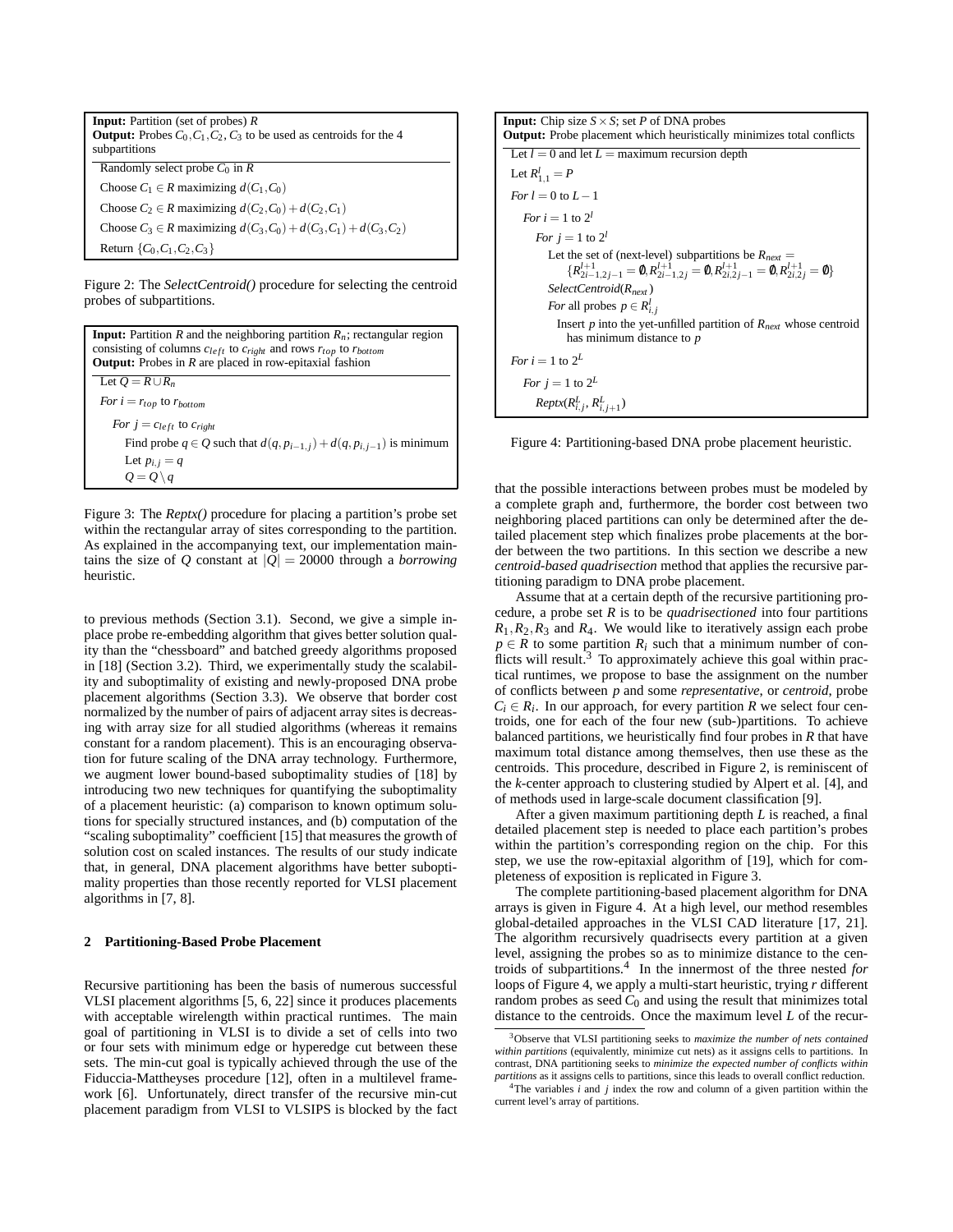**Input:** Partition (set of probes) $R$
**Output:** Probes $C_0, C_1, C_2, C_3$ to be used as centroids for the 4 subpartitions

```
Randomly select probe C_0 in R
Choose C_1 ∈ R maximizing d(C_1, C_0)
Choose C_2 ∈ R maximizing d(C_2, C_0) + d(C_2, C_1)
Choose C_3 ∈ R maximizing d(C_3, C_0) + d(C_3, C_1) + d(C_3, C_2)
Return {C_0, C_1, C_2, C_3}
```

Figure 2: The *SelectCentroid()* procedure for selecting the centroid probes of subpartitions.

**Input:** Partition $R$ and the neighboring partition $R_n$; rectangular region consisting of columns $c_{left}$ to $c_{right}$ and rows $r_{top}$ to $r_{bottom}$
**Output:** Probes in $R$ are placed in row-epitaxial fashion

```
Let Q = R ∪ R_n
For i = r_top to r_bottom
  For j = c_left to c_right
    Find probe q ∈ Q such that d(q, p_{i-1,j}) + d(q, p_{i,j-1}) is minimum
    Let p_{i,j} = q
    Q = Q \ q
```

Figure 3: The *Reptx()* procedure for placing a partition's probe set within the rectangular array of sites corresponding to the partition. As explained in the accompanying text, our implementation maintains the size of $Q$ constant at $|Q| = 20000$ through a *borrowing* heuristic.

to previous methods (Section 3.1). Second, we give a simple in-place probe re-embedding algorithm that gives better solution quality than the "chessboard" and batched greedy algorithms proposed in [18] (Section 3.2). Third, we experimentally study the scalability and suboptimality of existing and newly-proposed DNA probe placement algorithms (Section 3.3). We observe that border cost normalized by the number of pairs of adjacent array sites is decreasing with array size for all studied algorithms (whereas it remains constant for a random placement). This is an encouraging observation for future scaling of the DNA array technology. Furthermore, we augment lower bound-based suboptimality studies of [18] by introducing two new techniques for quantifying the suboptimality of a placement heuristic: (a) comparison to known optimum solutions for specially structured instances, and (b) computation of the "scaling suboptimality" coefficient [15] that measures the growth of solution cost on scaled instances. The results of our study indicate that, in general, DNA placement algorithms have better suboptimality properties than those recently reported for VLSI placement algorithms in [7, 8].

## 2 Partitioning-Based Probe Placement

Recursive partitioning has been the basis of numerous successful VLSI placement algorithms [5, 6, 22] since it produces placements with acceptable wirelength within practical runtimes. The main goal of partitioning in VLSI is to divide a set of cells into two or four sets with minimum edge or hyperedge cut between these sets. The min-cut goal is typically achieved through the use of the Fiduccia-Mattheyses procedure [12], often in a multilevel framework [6]. Unfortunately, direct transfer of the recursive min-cut placement paradigm from VLSI to VLSIPS is blocked by the fact

**Input:** Chip size $S \times S$; set $P$ of DNA probes
**Output:** Probe placement which heuristically minimizes total conflicts

```
Let l = 0 and let L = maximum recursion depth
Let R^l_{1,1} = P
For l = 0 to L − 1
  For i = 1 to 2^l
    For j = 1 to 2^l
      Let the set of (next-level) subpartitions be R_next =
          {R^{l+1}_{2i−1,2j−1} = ∅, R^{l+1}_{2i−1,2j} = ∅, R^{l+1}_{2i,2j−1} = ∅, R^{l+1}_{2i,2j} = ∅}
      SelectCentroid(R_next)
      For all probes p ∈ R^l_{i,j}
        Insert p into the yet-unfilled partition of R_next whose centroid
          has minimum distance to p
For i = 1 to 2^L
  For j = 1 to 2^L
    Reptx(R^L_{i,j}, R^L_{i,j+1})
```

Figure 4: Partitioning-based DNA probe placement heuristic.

that the possible interactions between probes must be modeled by a complete graph and, furthermore, the border cost between two neighboring placed partitions can only be determined after the detailed placement step which finalizes probe placements at the border between the two partitions. In this section we describe a new *centroid-based quadrisection* method that applies the recursive partitioning paradigm to DNA probe placement.

Assume that at a certain depth of the recursive partitioning procedure, a probe set $R$ is to be *quadrisectioned* into four partitions $R_1, R_2, R_3$ and $R_4$. We would like to iteratively assign each probe $p \in R$ to some partition $R_i$ such that a minimum number of conflicts will result.[3] To approximately achieve this goal within practical runtimes, we propose to base the assignment on the number of conflicts between $p$ and some *representative*, or *centroid*, probe $C_i \in R_i$. In our approach, for every partition $R$ we select four centroids, one for each of the four new (sub-)partitions. To achieve balanced partitions, we heuristically find four probes in $R$ that have maximum total distance among themselves, then use these as the centroids. This procedure, described in Figure 2, is reminiscent of the *k*-center approach to clustering studied by Alpert et al. [4], and of methods used in large-scale document classification [9].

After a given maximum partitioning depth $L$ is reached, a final detailed placement step is needed to place each partition's probes within the partition's corresponding region on the chip. For this step, we use the row-epitaxial algorithm of [19], which for completeness of exposition is replicated in Figure 3.

The complete partitioning-based placement algorithm for DNA arrays is given in Figure 4. At a high level, our method resembles global-detailed approaches in the VLSI CAD literature [17, 21]. The algorithm recursively quadrisects every partition at a given level, assigning the probes so as to minimize distance to the centroids of subpartitions.[4] In the innermost of the three nested *for* loops of Figure 4, we apply a multi-start heuristic, trying $r$ different random probes as seed $C_0$ and using the result that minimizes total distance to the centroids. Once the maximum level $L$ of the recur-

[3] Observe that VLSI partitioning seeks to *maximize the number of nets contained within partitions* (equivalently, minimize cut nets) as it assigns cells to partitions. In contrast, DNA partitioning seeks to *minimize the expected number of conflicts within partitions* as it assigns cells to partitions, since this leads to overall conflict reduction.

[4] The variables $i$ and $j$ index the row and column of a given partition within the current level's array of partitions.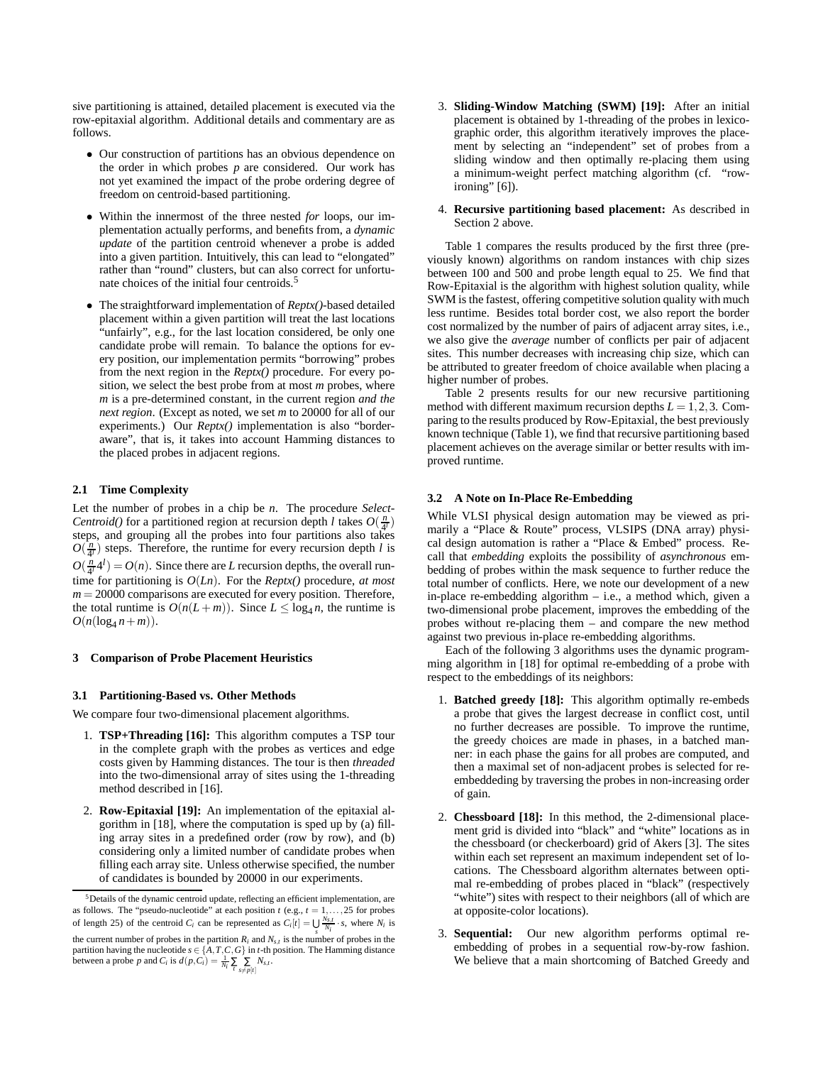sive partitioning is attained, detailed placement is executed via the row-epitaxial algorithm. Additional details and commentary are as follows.

- Our construction of partitions has an obvious dependence on the order in which probes $p$ are considered. Our work has not yet examined the impact of the probe ordering degree of freedom on centroid-based partitioning.
- Within the innermost of the three nested *for* loops, our implementation actually performs, and benefits from, a *dynamic update* of the partition centroid whenever a probe is added into a given partition. Intuitively, this can lead to "elongated" rather than "round" clusters, but can also correct for unfortunate choices of the initial four centroids.[5]
- The straightforward implementation of *Reptx()*-based detailed placement within a given partition will treat the last locations "unfairly", e.g., for the last location considered, be only one candidate probe will remain. To balance the options for every position, our implementation permits "borrowing" probes from the next region in the *Reptx()* procedure. For every position, we select the best probe from at most $m$ probes, where $m$ is a pre-determined constant, in the current region *and the next region*. (Except as noted, we set $m$ to 20000 for all of our experiments.) Our *Reptx()* implementation is also "border-aware", that is, it takes into account Hamming distances to the placed probes in adjacent regions.

### 2.1 Time Complexity

Let the number of probes in a chip be $n$. The procedure *Select-Centroid()* for a partitioned region at recursion depth $l$ takes $O(\frac{n}{4^l})$ steps, and grouping all the probes into four partitions also takes $O(\frac{n}{4^l})$ steps. Therefore, the runtime for every recursion depth $l$ is $O(\frac{n}{4^l}4^l) = O(n)$. Since there are $L$ recursion depths, the overall runtime for partitioning is $O(Ln)$. For the *Reptx()* procedure, *at most* $m = 20000$ comparisons are executed for every position. Therefore, the total runtime is $O(n(L+m))$. Since $L \leq \log_4 n$, the runtime is $O(n(\log_4 n + m))$.

## 3 Comparison of Probe Placement Heuristics

### 3.1 Partitioning-Based vs. Other Methods

We compare four two-dimensional placement algorithms.

1. **TSP+Threading [16]:** This algorithm computes a TSP tour in the complete graph with the probes as vertices and edge costs given by Hamming distances. The tour is then *threaded* into the two-dimensional array of sites using the 1-threading method described in [16].
2. **Row-Epitaxial [19]:** An implementation of the epitaxial algorithm in [18], where the computation is sped up by (a) filling array sites in a predefined order (row by row), and (b) considering only a limited number of candidate probes when filling each array site. Unless otherwise specified, the number of candidates is bounded by 20000 in our experiments.
3. **Sliding-Window Matching (SWM) [19]:** After an initial placement is obtained by 1-threading of the probes in lexicographic order, this algorithm iteratively improves the placement by selecting an "independent" set of probes from a sliding window and then optimally re-placing them using a minimum-weight perfect matching algorithm (cf. "row-ironing" [6]).
4. **Recursive partitioning based placement:** As described in Section 2 above.

Table 1 compares the results produced by the first three (previously known) algorithms on random instances with chip sizes between 100 and 500 and probe length equal to 25. We find that Row-Epitaxial is the algorithm with highest solution quality, while SWM is the fastest, offering competitive solution quality with much less runtime. Besides total border cost, we also report the border cost normalized by the number of pairs of adjacent array sites, i.e., we also give the *average* number of conflicts per pair of adjacent sites. This number decreases with increasing chip size, which can be attributed to greater freedom of choice available when placing a higher number of probes.

Table 2 presents results for our new recursive partitioning method with different maximum recursion depths $L = 1,2,3$. Comparing to the results produced by Row-Epitaxial, the best previously known technique (Table 1), we find that recursive partitioning based placement achieves on the average similar or better results with improved runtime.

### 3.2 A Note on In-Place Re-Embedding

While VLSI physical design automation may be viewed as primarily a "Place & Route" process, VLSIPS (DNA array) physical design automation is rather a "Place & Embed" process. Recall that *embedding* exploits the possibility of *asynchronous* embedding of probes within the mask sequence to further reduce the total number of conflicts. Here, we note our development of a new in-place re-embedding algorithm – i.e., a method which, given a two-dimensional probe placement, improves the embedding of the probes without re-placing them – and compare the new method against two previous in-place re-embedding algorithms.

Each of the following 3 algorithms uses the dynamic programming algorithm in [18] for optimal re-embedding of a probe with respect to the embeddings of its neighbors:

1. **Batched greedy [18]:** This algorithm optimally re-embeds a probe that gives the largest decrease in conflict cost, until no further decreases are possible. To improve the runtime, the greedy choices are made in phases, in a batched manner: in each phase the gains for all probes are computed, and then a maximal set of non-adjacent probes is selected for re-embeddeding by traversing the probes in non-increasing order of gain.
2. **Chessboard [18]:** In this method, the 2-dimensional placement grid is divided into "black" and "white" locations as in the chessboard (or checkerboard) grid of Akers [3]. The sites within each set represent an maximum independent set of locations. The Chessboard algorithm alternates between optimal re-embedding of probes placed in "black" (respectively "white") sites with respect to their neighbors (all of which are at opposite-color locations).
3. **Sequential:** Our new algorithm performs optimal re-embedding of probes in a sequential row-by-row fashion. We believe that a main shortcoming of Batched Greedy and

[5] Details of the dynamic centroid update, reflecting an efficient implementation, are as follows. The "pseudo-nucleotide" at each position $t$ (e.g., $t = 1,\ldots,25$ for probes of length 25) of the centroid $C_i$ can be represented as $C_i[t] = \bigcup_s \frac{N_{s,t}}{N_i} \cdot s$, where $N_i$ is the current number of probes in the partition $R_i$ and $N_{s,t}$ is the number of probes in the partition having the nucleotide $s \in \{A,T,C,G\}$ in $t$-th position. The Hamming distance between a probe $p$ and $C_i$ is $d(p,C_i) = \frac{1}{N_i}\sum_t \sum_{s \neq p[t]} N_{s,t}$.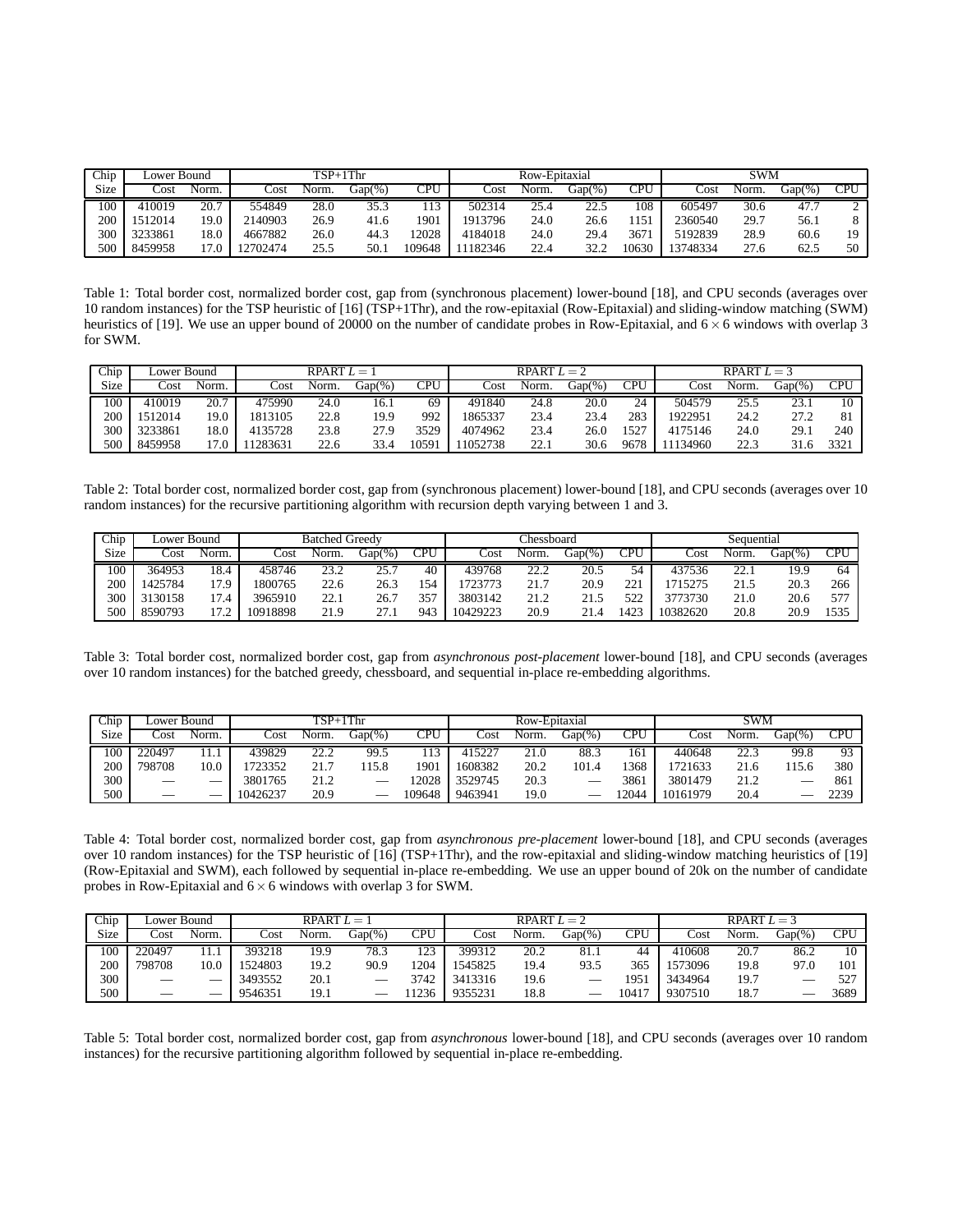| Chip | Lower Bound | | TSP+1Thr | | | | Row-Epitaxial | | | | SWM | | | |
|---|---|---|---|---|---|---|---|---|---|---|---|---|---|---|
| Size | Cost | Norm. | Cost | Norm. | Gap(%) | CPU | Cost | Norm. | Gap(%) | CPU | Cost | Norm. | Gap(%) | CPU |
| 100 | 410019 | 20.7 | 554849 | 28.0 | 35.3 | 113 | 502314 | 25.4 | 22.5 | 108 | 605497 | 30.6 | 47.7 | 2 |
| 200 | 1512014 | 19.0 | 2140903 | 26.9 | 41.6 | 1901 | 1913796 | 24.0 | 26.6 | 1151 | 2360540 | 29.7 | 56.1 | 8 |
| 300 | 3233861 | 18.0 | 4667882 | 26.0 | 44.3 | 12028 | 4184018 | 24.0 | 29.4 | 3671 | 5192839 | 28.9 | 60.6 | 19 |
| 500 | 8459958 | 17.0 | 12702474 | 25.5 | 50.1 | 109648 | 11182346 | 22.4 | 32.2 | 10630 | 13748334 | 27.6 | 62.5 | 50 |

Table 1: Total border cost, normalized border cost, gap from (synchronous placement) lower-bound [18], and CPU seconds (averages over 10 random instances) for the TSP heuristic of [16] (TSP+1Thr), and the row-epitaxial (Row-Epitaxial) and sliding-window matching (SWM) heuristics of [19]. We use an upper bound of 20000 on the number of candidate probes in Row-Epitaxial, and $6 \times 6$ windows with overlap 3 for SWM.

| Chip | Lower Bound | | RPART $L = 1$ | | | | RPART $L = 2$ | | | | RPART $L = 3$ | | | |
|---|---|---|---|---|---|---|---|---|---|---|---|---|---|---|
| Size | Cost | Norm. | Cost | Norm. | Gap(%) | CPU | Cost | Norm. | Gap(%) | CPU | Cost | Norm. | Gap(%) | CPU |
| 100 | 410019 | 20.7 | 475990 | 24.0 | 16.1 | 69 | 491840 | 24.8 | 20.0 | 24 | 504579 | 25.5 | 23.1 | 10 |
| 200 | 1512014 | 19.0 | 1813105 | 22.8 | 19.9 | 992 | 1865337 | 23.4 | 23.4 | 283 | 1922951 | 24.2 | 27.2 | 81 |
| 300 | 3233861 | 18.0 | 4135728 | 23.8 | 27.9 | 3529 | 4074962 | 23.4 | 26.0 | 1527 | 4175146 | 24.0 | 29.1 | 240 |
| 500 | 8459958 | 17.0 | 11283631 | 22.6 | 33.4 | 10591 | 11052738 | 22.1 | 30.6 | 9678 | 11134960 | 22.3 | 31.6 | 3321 |

Table 2: Total border cost, normalized border cost, gap from (synchronous placement) lower-bound [18], and CPU seconds (averages over 10 random instances) for the recursive partitioning algorithm with recursion depth varying between 1 and 3.

| Chip | Lower Bound | | Batched Greedy | | | | Chessboard | | | | Sequential | | | |
|---|---|---|---|---|---|---|---|---|---|---|---|---|---|---|
| Size | Cost | Norm. | Cost | Norm. | Gap(%) | CPU | Cost | Norm. | Gap(%) | CPU | Cost | Norm. | Gap(%) | CPU |
| 100 | 364953 | 18.4 | 458746 | 23.2 | 25.7 | 40 | 439768 | 22.2 | 20.5 | 54 | 437536 | 22.1 | 19.9 | 64 |
| 200 | 1425784 | 17.9 | 1800765 | 22.6 | 26.3 | 154 | 1723773 | 21.7 | 20.9 | 221 | 1715275 | 21.5 | 20.3 | 266 |
| 300 | 3130158 | 17.4 | 3965910 | 22.1 | 26.7 | 357 | 3803142 | 21.2 | 21.5 | 522 | 3773730 | 21.0 | 20.6 | 577 |
| 500 | 8590793 | 17.2 | 10918898 | 21.9 | 27.1 | 943 | 10429223 | 20.9 | 21.4 | 1423 | 10382620 | 20.8 | 20.9 | 1535 |

Table 3: Total border cost, normalized border cost, gap from *asynchronous post-placement* lower-bound [18], and CPU seconds (averages over 10 random instances) for the batched greedy, chessboard, and sequential in-place re-embedding algorithms.

| Chip | Lower Bound | | TSP+1Thr | | | | Row-Epitaxial | | | | SWM | | | |
|---|---|---|---|---|---|---|---|---|---|---|---|---|---|---|
| Size | Cost | Norm. | Cost | Norm. | Gap(%) | CPU | Cost | Norm. | Gap(%) | CPU | Cost | Norm. | Gap(%) | CPU |
| 100 | 220497 | 11.1 | 439829 | 22.2 | 99.5 | 113 | 415227 | 21.0 | 88.3 | 161 | 440648 | 22.3 | 99.8 | 93 |
| 200 | 798708 | 10.0 | 1723352 | 21.7 | 115.8 | 1901 | 1608382 | 20.2 | 101.4 | 1368 | 1721633 | 21.6 | 115.6 | 380 |
| 300 | — | — | 3801765 | 21.2 | — | 12028 | 3529745 | 20.3 | — | 3861 | 3801479 | 21.2 | — | 861 |
| 500 | — | — | 10426237 | 20.9 | — | 109648 | 9463941 | 19.0 | — | 12044 | 10161979 | 20.4 | — | 2239 |

Table 4: Total border cost, normalized border cost, gap from *asynchronous pre-placement* lower-bound [18], and CPU seconds (averages over 10 random instances) for the TSP heuristic of [16] (TSP+1Thr), and the row-epitaxial and sliding-window matching heuristics of [19] (Row-Epitaxial and SWM), each followed by sequential in-place re-embedding. We use an upper bound of 20k on the number of candidate probes in Row-Epitaxial and $6 \times 6$ windows with overlap 3 for SWM.

| Chip | Lower Bound | | RPART $L = 1$ | | | | RPART $L = 2$ | | | | RPART $L = 3$ | | | |
|---|---|---|---|---|---|---|---|---|---|---|---|---|---|---|
| Size | Cost | Norm. | Cost | Norm. | Gap(%) | CPU | Cost | Norm. | Gap(%) | CPU | Cost | Norm. | Gap(%) | CPU |
| 100 | 220497 | 11.1 | 393218 | 19.9 | 78.3 | 123 | 399312 | 20.2 | 81.1 | 44 | 410608 | 20.7 | 86.2 | 10 |
| 200 | 798708 | 10.0 | 1524803 | 19.2 | 90.9 | 1204 | 1545825 | 19.4 | 93.5 | 365 | 1573096 | 19.8 | 97.0 | 101 |
| 300 | — | — | 3493552 | 20.1 | — | 3742 | 3413316 | 19.6 | — | 1951 | 3434964 | 19.7 | — | 527 |
| 500 | — | — | 9546351 | 19.1 | — | 11236 | 9355231 | 18.8 | — | 10417 | 9307510 | 18.7 | — | 3689 |

Table 5: Total border cost, normalized border cost, gap from *asynchronous* lower-bound [18], and CPU seconds (averages over 10 random instances) for the recursive partitioning algorithm followed by sequential in-place re-embedding.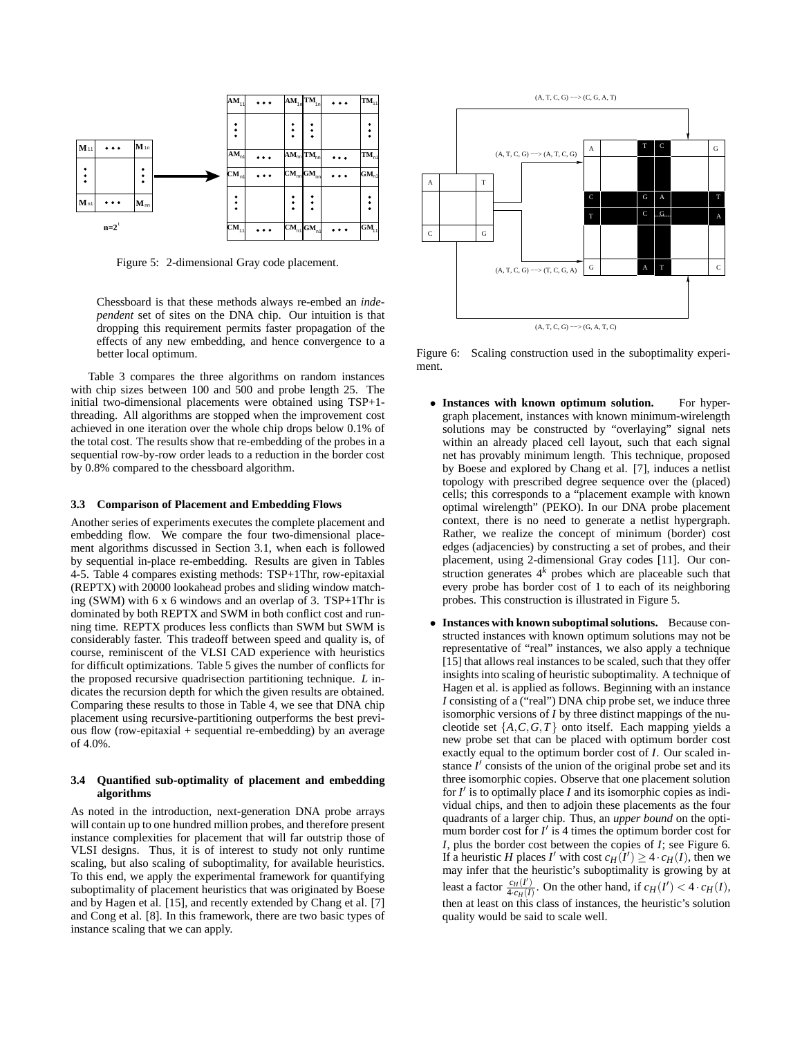Figure 5: 2-dimensional Gray code placement.

> Chessboard is that these methods always re-embed an *independent* set of sites on the DNA chip. Our intuition is that dropping this requirement permits faster propagation of the effects of any new embedding, and hence convergence to a better local optimum.

Table 3 compares the three algorithms on random instances with chip sizes between 100 and 500 and probe length 25. The initial two-dimensional placements were obtained using TSP+1-threading. All algorithms are stopped when the improvement cost achieved in one iteration over the whole chip drops below 0.1% of the total cost. The results show that re-embedding of the probes in a sequential row-by-row order leads to a reduction in the border cost by 0.8% compared to the chessboard algorithm.

### 3.3 Comparison of Placement and Embedding Flows

Another series of experiments executes the complete placement and embedding flow. We compare the four two-dimensional placement algorithms discussed in Section 3.1, when each is followed by sequential in-place re-embedding. Results are given in Tables 4-5. Table 4 compares existing methods: TSP+1Thr, row-epitaxial (REPTX) with 20000 lookahead probes and sliding window matching (SWM) with 6 x 6 windows and an overlap of 3. TSP+1Thr is dominated by both REPTX and SWM in both conflict cost and running time. REPTX produces less conflicts than SWM but SWM is considerably faster. This tradeoff between speed and quality is, of course, reminiscent of the VLSI CAD experience with heuristics for difficult optimizations. Table 5 gives the number of conflicts for the proposed recursive quadrisection partitioning technique. $L$ indicates the recursion depth for which the given results are obtained. Comparing these results to those in Table 4, we see that DNA chip placement using recursive-partitioning outperforms the best previous flow (row-epitaxial + sequential re-embedding) by an average of 4.0%.

### 3.4 Quantified sub-optimality of placement and embedding algorithms

As noted in the introduction, next-generation DNA probe arrays will contain up to one hundred million probes, and therefore present instance complexities for placement that will far outstrip those of VLSI designs. Thus, it is of interest to study not only runtime scaling, but also scaling of suboptimality, for available heuristics. To this end, we apply the experimental framework for quantifying suboptimality of placement heuristics that was originated by Boese and by Hagen et al. [15], and recently extended by Chang et al. [7] and Cong et al. [8]. In this framework, there are two basic types of instance scaling that we can apply.

Figure 6: Scaling construction used in the suboptimality experiment.

- **Instances with known optimum solution.** For hypergraph placement, instances with known minimum-wirelength solutions may be constructed by "overlaying" signal nets within an already placed cell layout, such that each signal net has provably minimum length. This technique, proposed by Boese and explored by Chang et al. [7], induces a netlist topology with prescribed degree sequence over the (placed) cells; this corresponds to a "placement example with known optimal wirelength" (PEKO). In our DNA probe placement context, there is no need to generate a netlist hypergraph. Rather, we realize the concept of minimum (border) cost edges (adjacencies) by constructing a set of probes, and their placement, using 2-dimensional Gray codes [11]. Our construction generates $4^k$ probes which are placeable such that every probe has border cost of 1 to each of its neighboring probes. This construction is illustrated in Figure 5.
- **Instances with known suboptimal solutions.** Because constructed instances with known optimum solutions may not be representative of "real" instances, we also apply a technique [15] that allows real instances to be scaled, such that they offer insights into scaling of heuristic suboptimality. A technique of Hagen et al. is applied as follows. Beginning with an instance $I$ consisting of a ("real") DNA chip probe set, we induce three isomorphic versions of $I$ by three distinct mappings of the nucleotide set $\{A, C, G, T\}$ onto itself. Each mapping yields a new probe set that can be placed with optimum border cost exactly equal to the optimum border cost of $I$. Our scaled instance $I'$ consists of the union of the original probe set and its three isomorphic copies. Observe that one placement solution for $I'$ is to optimally place $I$ and its isomorphic copies as individual chips, and then to adjoin these placements as the four quadrants of a larger chip. Thus, an *upper bound* on the optimum border cost for $I'$ is 4 times the optimum border cost for $I$, plus the border cost between the copies of $I$; see Figure 6. If a heuristic $H$ places $I'$ with cost $c_H(I') \geq 4 \cdot c_H(I)$, then we may infer that the heuristic's suboptimality is growing by at least a factor $\frac{c_H(I')}{4 \cdot c_H(I)}$. On the other hand, if $c_H(I') < 4 \cdot c_H(I)$, then at least on this class of instances, the heuristic's solution quality would be said to scale well.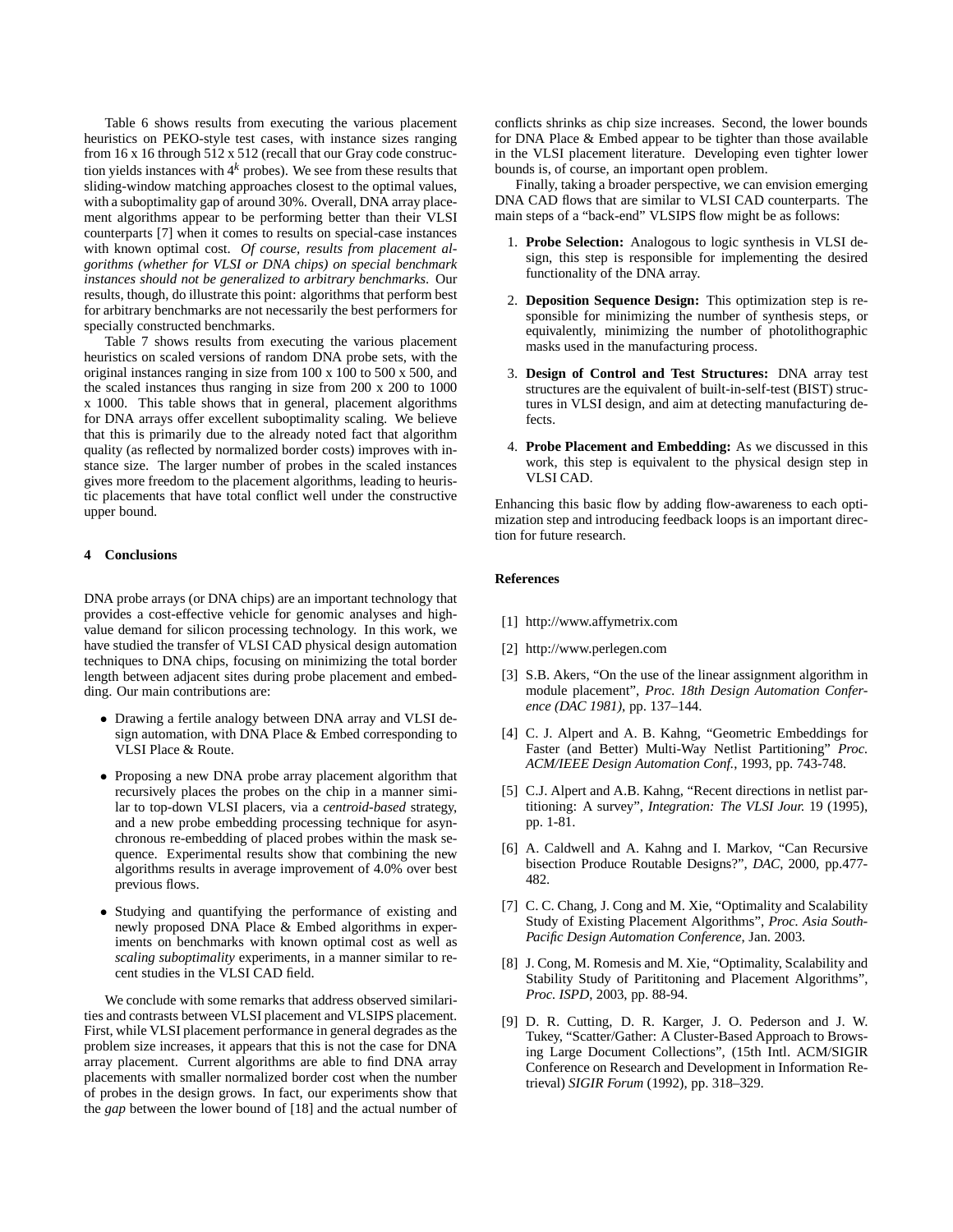Table 6 shows results from executing the various placement heuristics on PEKO-style test cases, with instance sizes ranging from 16 x 16 through 512 x 512 (recall that our Gray code construction yields instances with $4^k$ probes). We see from these results that sliding-window matching approaches closest to the optimal values, with a suboptimality gap of around 30%. Overall, DNA array placement algorithms appear to be performing better than their VLSI counterparts [7] when it comes to results on special-case instances with known optimal cost. *Of course, results from placement algorithms (whether for VLSI or DNA chips) on special benchmark instances should not be generalized to arbitrary benchmarks.* Our results, though, do illustrate this point: algorithms that perform best for arbitrary benchmarks are not necessarily the best performers for specially constructed benchmarks.

Table 7 shows results from executing the various placement heuristics on scaled versions of random DNA probe sets, with the original instances ranging in size from 100 x 100 to 500 x 500, and the scaled instances thus ranging in size from 200 x 200 to 1000 x 1000. This table shows that in general, placement algorithms for DNA arrays offer excellent suboptimality scaling. We believe that this is primarily due to the already noted fact that algorithm quality (as reflected by normalized border costs) improves with instance size. The larger number of probes in the scaled instances gives more freedom to the placement algorithms, leading to heuristic placements that have total conflict well under the constructive upper bound.

## 4 Conclusions

DNA probe arrays (or DNA chips) are an important technology that provides a cost-effective vehicle for genomic analyses and high-value demand for silicon processing technology. In this work, we have studied the transfer of VLSI CAD physical design automation techniques to DNA chips, focusing on minimizing the total border length between adjacent sites during probe placement and embedding. Our main contributions are:

- Drawing a fertile analogy between DNA array and VLSI design automation, with DNA Place & Embed corresponding to VLSI Place & Route.
- Proposing a new DNA probe array placement algorithm that recursively places the probes on the chip in a manner similar to top-down VLSI placers, via a *centroid-based* strategy, and a new probe embedding processing technique for asynchronous re-embedding of placed probes within the mask sequence. Experimental results show that combining the new algorithms results in average improvement of 4.0% over best previous flows.
- Studying and quantifying the performance of existing and newly proposed DNA Place & Embed algorithms in experiments on benchmarks with known optimal cost as well as *scaling suboptimality* experiments, in a manner similar to recent studies in the VLSI CAD field.

We conclude with some remarks that address observed similarities and contrasts between VLSI placement and VLSIPS placement. First, while VLSI placement performance in general degrades as the problem size increases, it appears that this is not the case for DNA array placement. Current algorithms are able to find DNA array placements with smaller normalized border cost when the number of probes in the design grows. In fact, our experiments show that the *gap* between the lower bound of [18] and the actual number of conflicts shrinks as chip size increases. Second, the lower bounds for DNA Place & Embed appear to be tighter than those available in the VLSI placement literature. Developing even tighter lower bounds is, of course, an important open problem.

Finally, taking a broader perspective, we can envision emerging DNA CAD flows that are similar to VLSI CAD counterparts. The main steps of a "back-end" VLSIPS flow might be as follows:

1. **Probe Selection:** Analogous to logic synthesis in VLSI design, this step is responsible for implementing the desired functionality of the DNA array.
2. **Deposition Sequence Design:** This optimization step is responsible for minimizing the number of synthesis steps, or equivalently, minimizing the number of photolithographic masks used in the manufacturing process.
3. **Design of Control and Test Structures:** DNA array test structures are the equivalent of built-in-self-test (BIST) structures in VLSI design, and aim at detecting manufacturing defects.
4. **Probe Placement and Embedding:** As we discussed in this work, this step is equivalent to the physical design step in VLSI CAD.

Enhancing this basic flow by adding flow-awareness to each optimization step and introducing feedback loops is an important direction for future research.

## References

[1] http://www.affymetrix.com

[2] http://www.perlegen.com

[3] S.B. Akers, "On the use of the linear assignment algorithm in module placement", *Proc. 18th Design Automation Conference (DAC 1981)*, pp. 137–144.

[4] C. J. Alpert and A. B. Kahng, "Geometric Embeddings for Faster (and Better) Multi-Way Netlist Partitioning" *Proc. ACM/IEEE Design Automation Conf.*, 1993, pp. 743-748.

[5] C.J. Alpert and A.B. Kahng, "Recent directions in netlist partitioning: A survey", *Integration: The VLSI Jour.* 19 (1995), pp. 1-81.

[6] A. Caldwell and A. Kahng and I. Markov, "Can Recursive bisection Produce Routable Designs?", *DAC*, 2000, pp.477-482.

[7] C. C. Chang, J. Cong and M. Xie, "Optimality and Scalability Study of Existing Placement Algorithms", *Proc. Asia South-Pacific Design Automation Conference*, Jan. 2003.

[8] J. Cong, M. Romesis and M. Xie, "Optimality, Scalability and Stability Study of Parititoning and Placement Algorithms", *Proc. ISPD*, 2003, pp. 88-94.

[9] D. R. Cutting, D. R. Karger, J. O. Pederson and J. W. Tukey, "Scatter/Gather: A Cluster-Based Approach to Browsing Large Document Collections", (15th Intl. ACM/SIGIR Conference on Research and Development in Information Retrieval) *SIGIR Forum* (1992), pp. 318–329.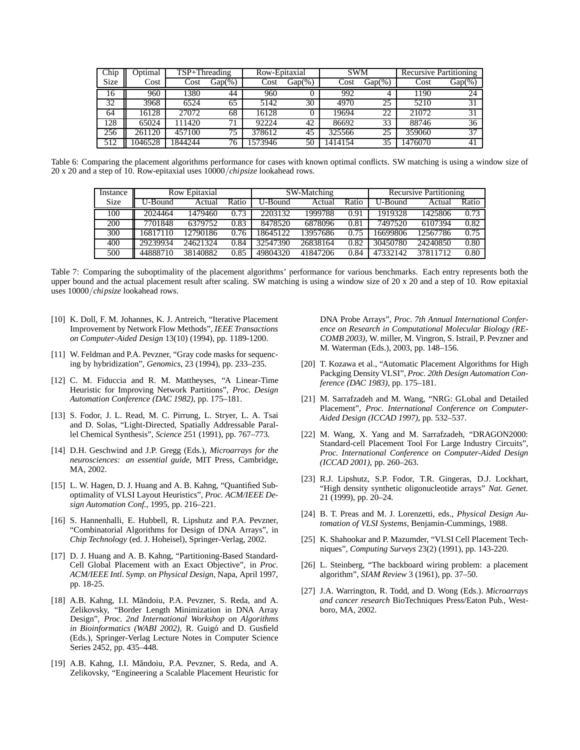| Chip | Optimal | TSP+Threading | | Row-Epitaxial | | SWM | | Recursive Partitioning | |
|---|---|---|---|---|---|---|---|---|---|
| Size | Cost | Cost | Gap(%) | Cost | Gap(%) | Cost | Gap(%) | Cost | Gap(%) |
| 16 | 960 | 1380 | 44 | 960 | 0 | 992 | 4 | 1190 | 24 |
| 32 | 3968 | 6524 | 65 | 5142 | 30 | 4970 | 25 | 5210 | 31 |
| 64 | 16128 | 27072 | 68 | 16128 | 0 | 19694 | 22 | 21072 | 31 |
| 128 | 65024 | 111420 | 71 | 92224 | 42 | 86692 | 33 | 88746 | 36 |
| 256 | 261120 | 457100 | 75 | 378612 | 45 | 325566 | 25 | 359060 | 37 |
| 512 | 1046528 | 1844244 | 76 | 1573946 | 50 | 1414154 | 35 | 1476070 | 41 |

Table 6: Comparing the placement algorithms performance for cases with known optimal conflicts. SW matching is using a window size of 20 x 20 and a step of 10. Row-epitaxial uses $10000/chipsize$ lookahead rows.

| Instance | Row Epitaxial | | | SW-Matching | | | Recursive Partitioning | | |
|---|---|---|---|---|---|---|---|---|---|
| Size | U-Bound | Actual | Ratio | U-Bound | Actual | Ratio | U-Bound | Actual | Ratio |
| 100 | 2024464 | 1479460 | 0.73 | 2203132 | 1999788 | 0.91 | 1919328 | 1425806 | 0.73 |
| 200 | 7701848 | 6379752 | 0.83 | 8478520 | 6878096 | 0.81 | 7497520 | 6107394 | 0.82 |
| 300 | 16817110 | 12790186 | 0.76 | 18645122 | 13957686 | 0.75 | 16699806 | 12567786 | 0.75 |
| 400 | 29239934 | 24621324 | 0.84 | 32547390 | 26838164 | 0.82 | 30450780 | 24240850 | 0.80 |
| 500 | 44888710 | 38140882 | 0.85 | 49804320 | 41847206 | 0.84 | 47332142 | 37811712 | 0.80 |

Table 7: Comparing the suboptimality of the placement algorithms' performance for various benchmarks. Each entry represents both the upper bound and the actual placement result after scaling. SW matching is using a window size of 20 x 20 and a step of 10. Row epitaxial uses $10000/chipsize$ lookahead rows.

[10] K. Doll, F. M. Johannes, K. J. Antreich, "Iterative Placement Improvement by Network Flow Methods", *IEEE Transactions on Computer-Aided Design* 13(10) (1994), pp. 1189-1200.

[11] W. Feldman and P.A. Pevzner, "Gray code masks for sequencing by hybridization", *Genomics*, 23 (1994), pp. 233–235.

[12] C. M. Fiduccia and R. M. Mattheyses, "A Linear-Time Heuristic for Improving Network Partitions", *Proc. Design Automation Conference (DAC 1982)*, pp. 175–181.

[13] S. Fodor, J. L. Read, M. C. Pirrung, L. Stryer, L. A. Tsai and D. Solas, "Light-Directed, Spatially Addressable Parallel Chemical Synthesis", *Science* 251 (1991), pp. 767–773.

[14] D.H. Geschwind and J.P. Gregg (Eds.), *Microarrays for the neurosciences: an essential guide*, MIT Press, Cambridge, MA, 2002.

[15] L. W. Hagen, D. J. Huang and A. B. Kahng, "Quantified Suboptimality of VLSI Layout Heuristics", *Proc. ACM/IEEE Design Automation Conf.*, 1995, pp. 216–221.

[16] S. Hannenhalli, E. Hubbell, R. Lipshutz and P.A. Pevzner, "Combinatorial Algorithms for Design of DNA Arrays", in *Chip Technology* (ed. J. Hoheisel), Springer-Verlag, 2002.

[17] D. J. Huang and A. B. Kahng, "Partitioning-Based Standard-Cell Global Placement with an Exact Objective", in *Proc. ACM/IEEE Intl. Symp. on Physical Design*, Napa, April 1997, pp. 18-25.

[18] A.B. Kahng, I.I. Măndoiu, P.A. Pevzner, S. Reda, and A. Zelikovsky, "Border Length Minimization in DNA Array Design", *Proc. 2nd International Workshop on Algorithms in Bioinformatics (WABI 2002)*, R. Guigó and D. Gusfield (Eds.), Springer-Verlag Lecture Notes in Computer Science Series 2452, pp. 435–448.

[19] A.B. Kahng, I.I. Măndoiu, P.A. Pevzner, S. Reda, and A. Zelikovsky, "Engineering a Scalable Placement Heuristic for DNA Probe Arrays", *Proc. 7th Annual International Conference on Research in Computational Molecular Biology (RECOMB 2003)*, W. miller, M. Vingron, S. Istrail, P. Pevzner and M. Waterman (Eds.), 2003, pp. 148–156.

[20] T. Kozawa et al., "Automatic Placement Algorithms for High Packging Density VLSI", *Proc. 20th Design Automation Conference (DAC 1983)*, pp. 175–181.

[21] M. Sarrafzadeh and M. Wang, "NRG: GLobal and Detailed Placement", *Proc. International Conference on Computer-Aided Design (ICCAD 1997)*, pp. 532–537.

[22] M. Wang, X. Yang and M. Sarrafzadeh, "DRAGON2000: Standard-cell Placement Tool For Large Industry Circuits", *Proc. International Conference on Computer-Aided Design (ICCAD 2001)*, pp. 260–263.

[23] R.J. Lipshutz, S.P. Fodor, T.R. Gingeras, D.J. Lockhart, "High density synthetic oligonucleotide arrays" *Nat. Genet.* 21 (1999), pp. 20–24.

[24] B. T. Preas and M. J. Lorenzetti, eds., *Physical Design Automation of VLSI Systems*, Benjamin-Cummings, 1988.

[25] K. Shahookar and P. Mazumder, "VLSI Cell Placement Techniques", *Computing Surveys* 23(2) (1991), pp. 143-220.

[26] L. Steinberg, "The backboard wiring problem: a placement algorithm", *SIAM Review* 3 (1961), pp. 37–50.

[27] J.A. Warrington, R. Todd, and D. Wong (Eds.). *Microarrays and cancer research* BioTechniques Press/Eaton Pub., Westboro, MA, 2002.